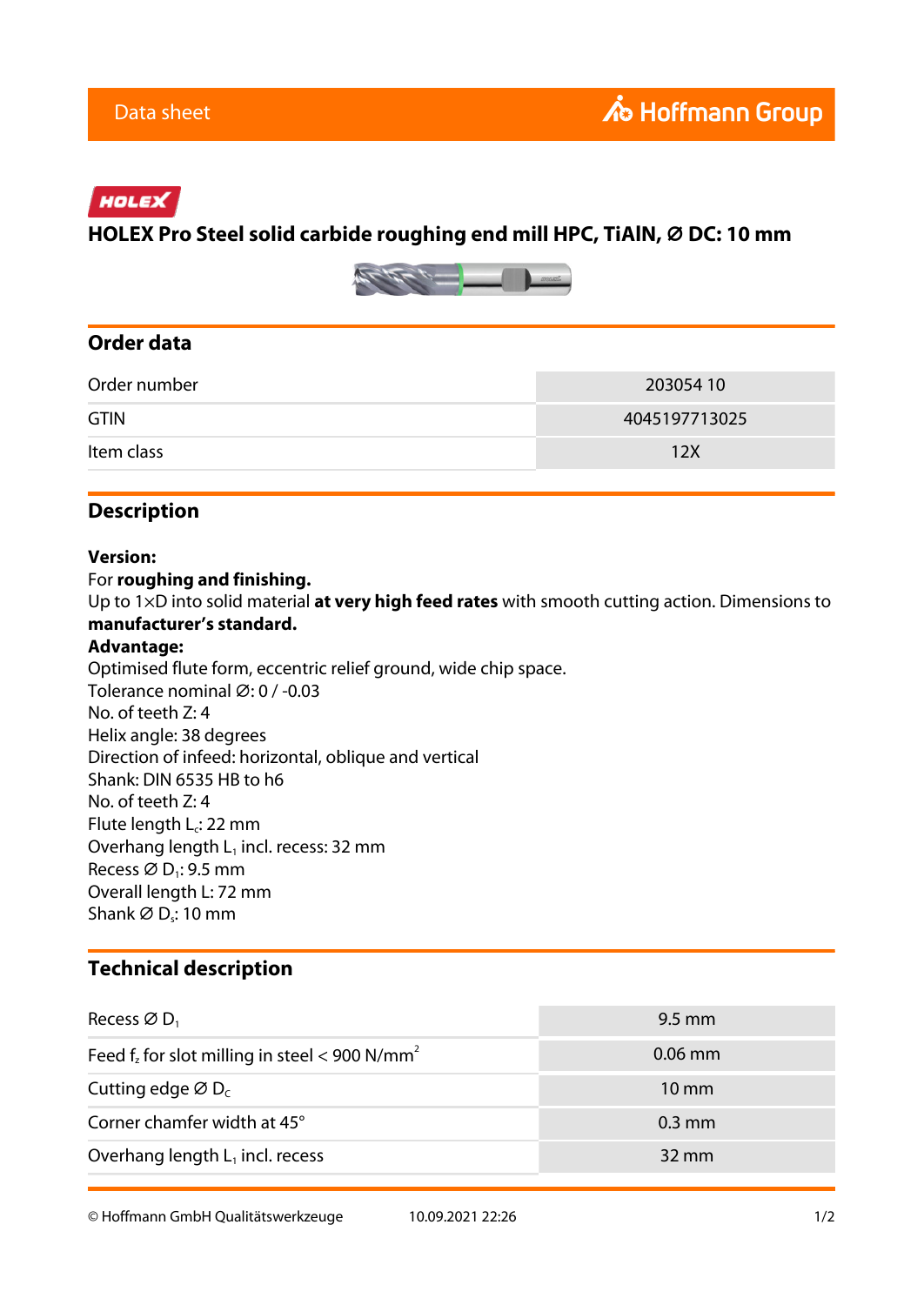Data sheet

Hoffmann Group

HOLEX

# HOLEX Pro Steel solid carbide roughing end mill HPC, TiAlN, Ø DC: 10 mm

## Order data

| Order number | 203054 10 |
|---|---|
| GTIN | 4045197713025 |
| Item class | 12X |

## Description

**Version:**
For **roughing and finishing.**
Up to 1×D into solid material **at very high feed rates** with smooth cutting action. Dimensions to **manufacturer's standard.**
**Advantage:**
Optimised flute form, eccentric relief ground, wide chip space.
Tolerance nominal Ø: 0 / -0.03
No. of teeth Z: 4
Helix angle: 38 degrees
Direction of infeed: horizontal, oblique and vertical
Shank: DIN 6535 HB to h6
No. of teeth Z: 4
Flute length $L_c$: 22 mm
Overhang length $L_1$ incl. recess: 32 mm
Recess Ø $D_1$: 9.5 mm
Overall length L: 72 mm
Shank Ø $D_s$: 10 mm

## Technical description

| Recess Ø $D_1$ | 9.5 mm |
|---|---|
| Feed $f_z$ for slot milling in steel < 900 N/mm$^2$ | 0.06 mm |
| Cutting edge Ø $D_c$ | 10 mm |
| Corner chamfer width at 45° | 0.3 mm |
| Overhang length $L_1$ incl. recess | 32 mm |

© Hoffmann GmbH Qualitätswerkzeuge 10.09.2021 22:26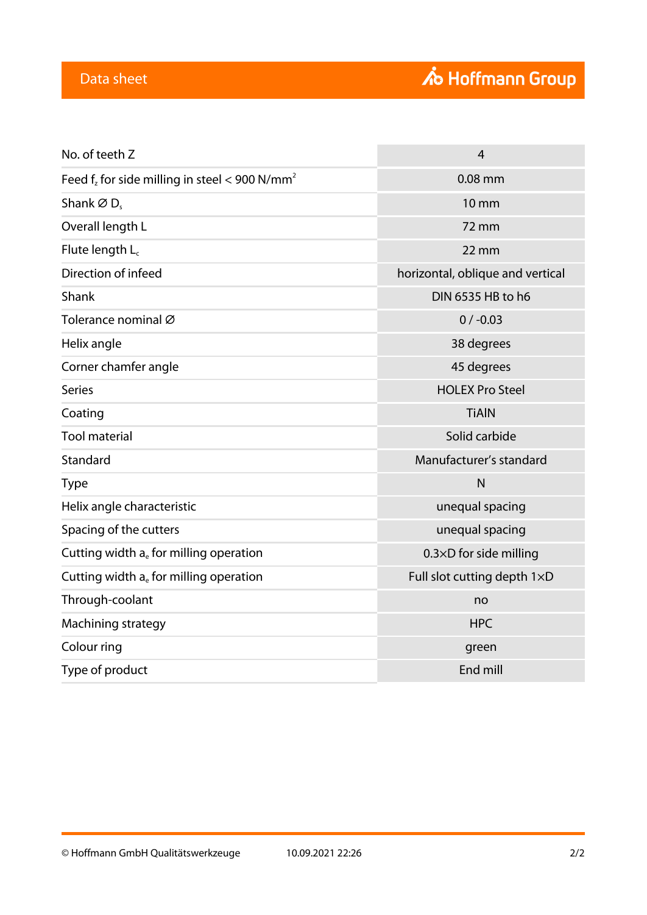Data sheet

| | |
|---|---|
| No. of teeth Z | 4 |
| Feed $f_z$ for side milling in steel < 900 N/mm$^2$ | 0.08 mm |
| Shank ∅ $D_s$ | 10 mm |
| Overall length L | 72 mm |
| Flute length $L_c$ | 22 mm |
| Direction of infeed | horizontal, oblique and vertical |
| Shank | DIN 6535 HB to h6 |
| Tolerance nominal ∅ | 0 / -0.03 |
| Helix angle | 38 degrees |
| Corner chamfer angle | 45 degrees |
| Series | HOLEX Pro Steel |
| Coating | TiAlN |
| Tool material | Solid carbide |
| Standard | Manufacturer's standard |
| Type | N |
| Helix angle characteristic | unequal spacing |
| Spacing of the cutters | unequal spacing |
| Cutting width $a_e$ for milling operation | 0.3×D for side milling |
| Cutting width $a_e$ for milling operation | Full slot cutting depth 1×D |
| Through-coolant | no |
| Machining strategy | HPC |
| Colour ring | green |
| Type of product | End mill |